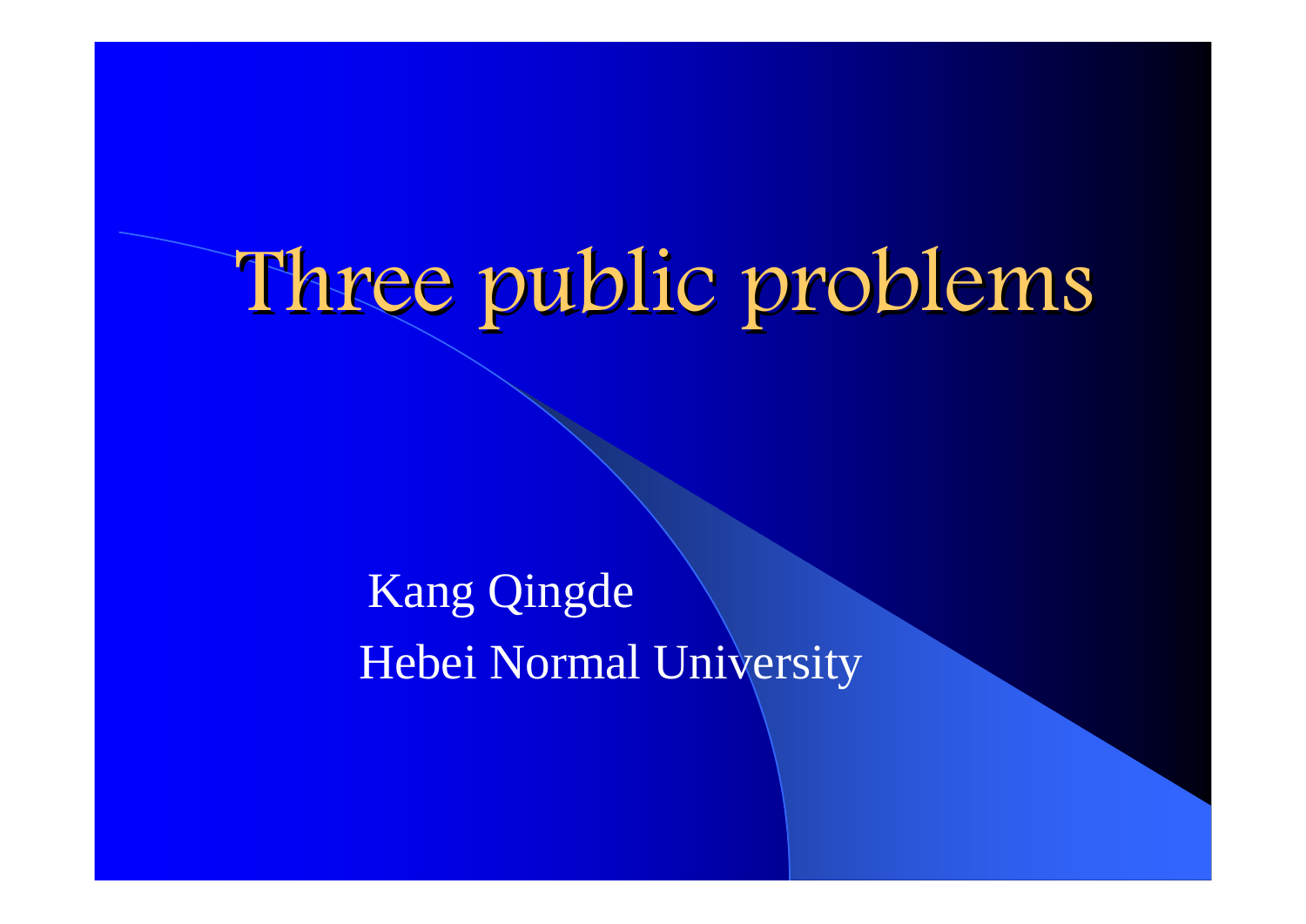# Three public problems

Kang Qingde

Hebei Normal University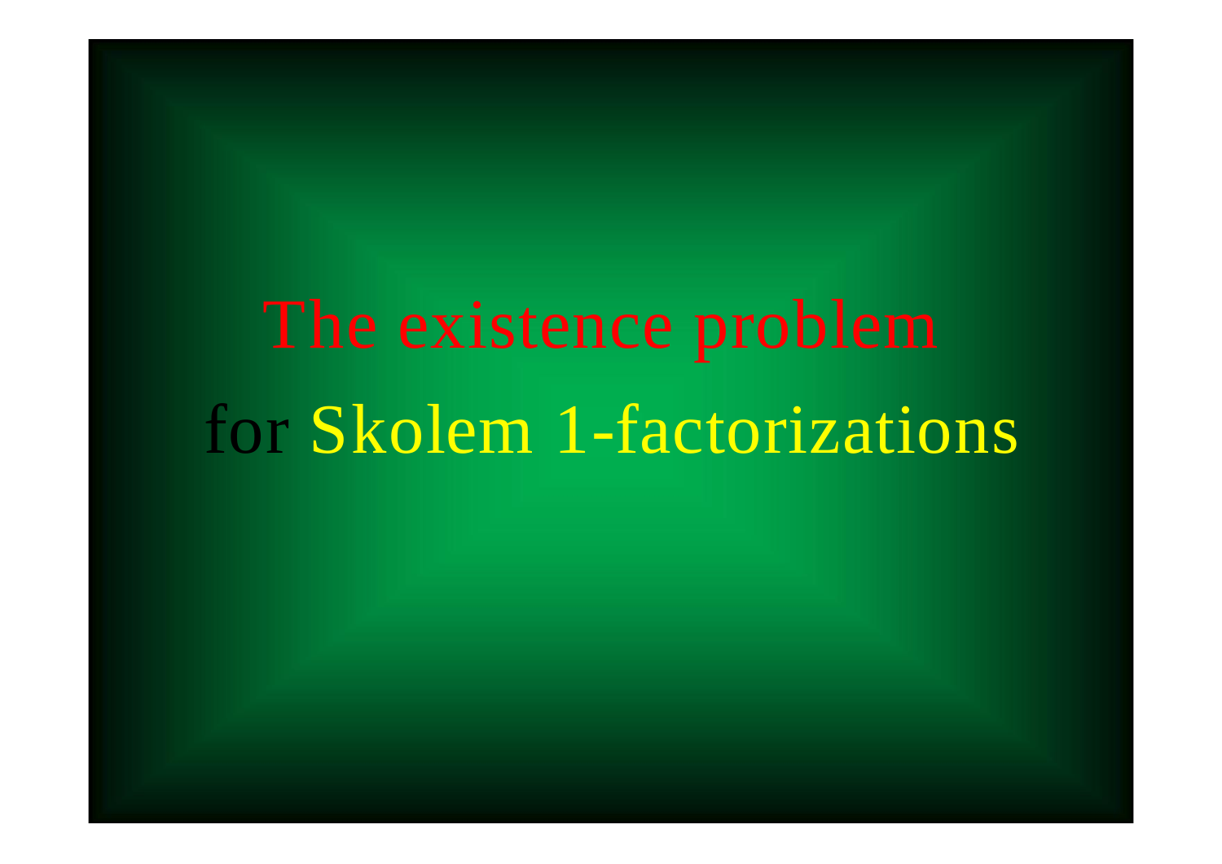# The existence problem for Skolem 1-factorizations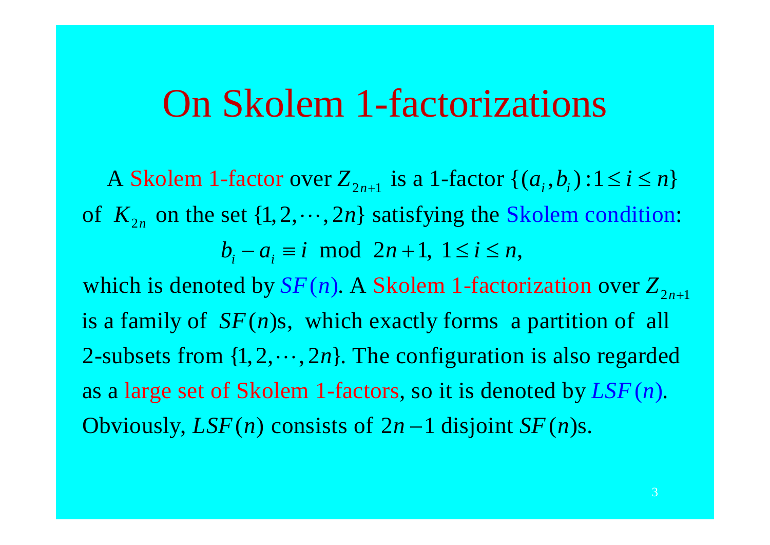# On Skolem 1-factorizations

A Skolem 1-factor over $Z_{2n+1}$ is a 1-factor $\{(a_i, b_i) : 1 \leq i \leq n\}$ of $K_{2n}$ on the set $\{1, 2, \cdots, 2n\}$ satisfying the Skolem condition:

$$b_i - a_i \equiv i \mod 2n+1, \ 1 \leq i \leq n,$$

which is denoted by $SF(n)$. A Skolem 1-factorization over $Z_{2n+1}$ is a family of $SF(n)$s, which exactly forms a partition of all 2-subsets from $\{1, 2, \cdots, 2n\}$. The configuration is also regarded as a large set of Skolem 1-factors, so it is denoted by $LSF(n)$. Obviously, $LSF(n)$ consists of $2n-1$ disjoint $SF(n)$s.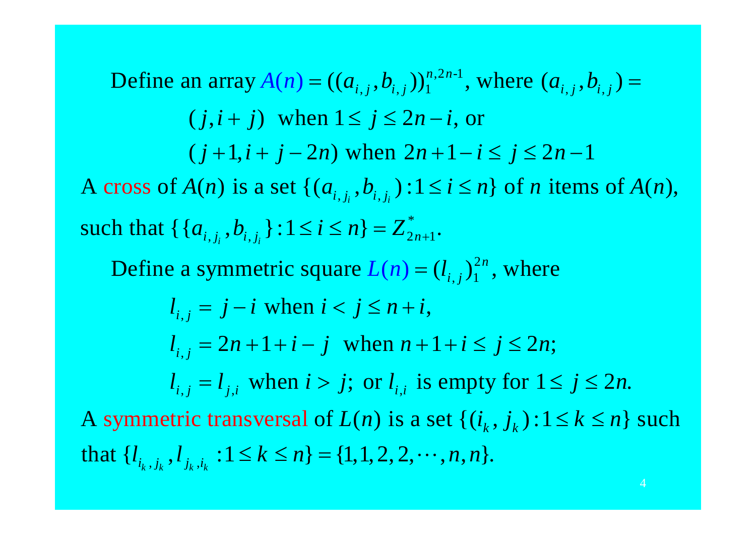Define an array $A(n) = ((a_{i,j}, b_{i,j}))_1^{n,2n\text{-}1}$, where $(a_{i,j}, b_{i,j}) =$

$$(j, i+j) \text{ when } 1 \le j \le 2n - i, \text{ or}$$

$$(j+1, i+j-2n) \text{ when } 2n+1-i \le j \le 2n-1$$

A cross of $A(n)$ is a set $\{(a_{i,j_i}, b_{i,j_i}) : 1 \le i \le n\}$ of $n$ items of $A(n)$, such that $\{\{a_{i,j_i}, b_{i,j_i}\} : 1 \le i \le n\} = Z^*_{2n+1}$.

Define a symmetric square $L(n) = (l_{i,j})_1^{2n}$, where

$$l_{i,j} = j - i \text{ when } i < j \le n + i,$$

$$l_{i,j} = 2n + 1 + i - j \text{ when } n + 1 + i \le j \le 2n;$$

$$l_{i,j} = l_{j,i} \text{ when } i > j; \text{ or } l_{i,i} \text{ is empty for } 1 \le j \le 2n.$$

A symmetric transversal of $L(n)$ is a set $\{(i_k, j_k) : 1 \le k \le n\}$ such that $\{l_{i_k, j_k}, l_{j_k, i_k} : 1 \le k \le n\} = \{1, 1, 2, 2, \cdots, n, n\}$.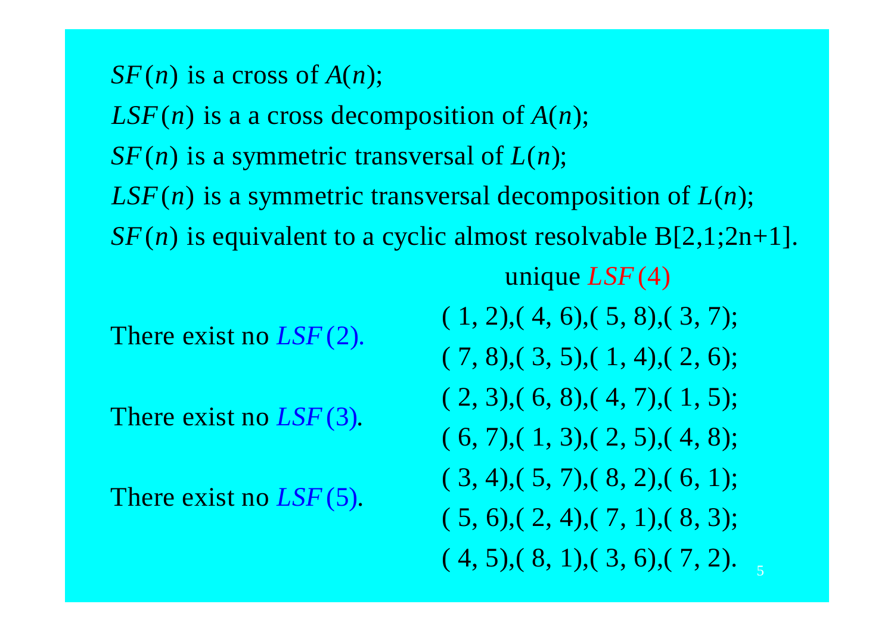$SF(n)$ is a cross of $A(n)$;

$LSF(n)$ is a a cross decomposition of $A(n)$;

$SF(n)$ is a symmetric transversal of $L(n)$;

$LSF(n)$ is a symmetric transversal decomposition of $L(n)$;

$SF(n)$ is equivalent to a cyclic almost resolvable B[2,1;2n+1].

There exist no $LSF(2)$.

There exist no $LSF(3)$.

There exist no $LSF(5)$.

unique $LSF(4)$

( 1, 2),( 4, 6),( 5, 8),( 3, 7);
( 7, 8),( 3, 5),( 1, 4),( 2, 6);
( 2, 3),( 6, 8),( 4, 7),( 1, 5);
( 6, 7),( 1, 3),( 2, 5),( 4, 8);
( 3, 4),( 5, 7),( 8, 2),( 6, 1);
( 5, 6),( 2, 4),( 7, 1),( 8, 3);
( 4, 5),( 8, 1),( 3, 6),( 7, 2).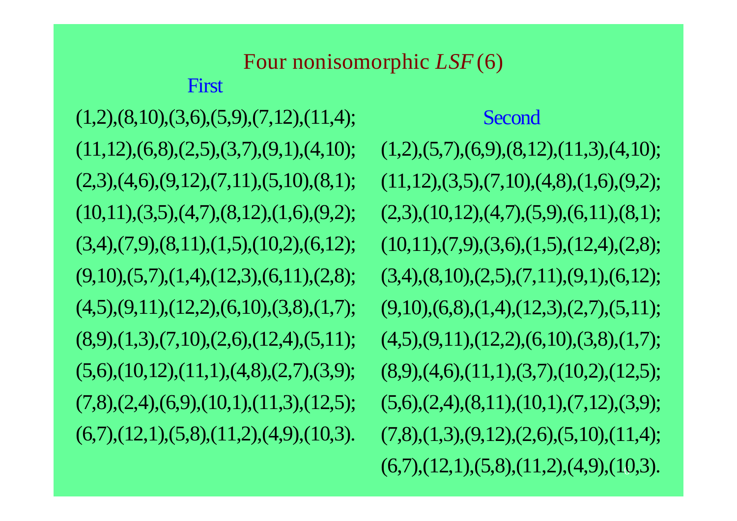# Four nonisomorphic *LSF* (6)

## First

(1,2),(8,10),(3,6),(5,9),(7,12),(11,4);
(11,12),(6,8),(2,5),(3,7),(9,1),(4,10);
(2,3),(4,6),(9,12),(7,11),(5,10),(8,1);
(10,11),(3,5),(4,7),(8,12),(1,6),(9,2);
(3,4),(7,9),(8,11),(1,5),(10,2),(6,12);
(9,10),(5,7),(1,4),(12,3),(6,11),(2,8);
(4,5),(9,11),(12,2),(6,10),(3,8),(1,7);
(8,9),(1,3),(7,10),(2,6),(12,4),(5,11);
(5,6),(10,12),(11,1),(4,8),(2,7),(3,9);
(7,8),(2,4),(6,9),(10,1),(11,3),(12,5);
(6,7),(12,1),(5,8),(11,2),(4,9),(10,3).

## Second

(1,2),(5,7),(6,9),(8,12),(11,3),(4,10);
(11,12),(3,5),(7,10),(4,8),(1,6),(9,2);
(2,3),(10,12),(4,7),(5,9),(6,11),(8,1);
(10,11),(7,9),(3,6),(1,5),(12,4),(2,8);
(3,4),(8,10),(2,5),(7,11),(9,1),(6,12);
(9,10),(6,8),(1,4),(12,3),(2,7),(5,11);
(4,5),(9,11),(12,2),(6,10),(3,8),(1,7);
(8,9),(4,6),(11,1),(3,7),(10,2),(12,5);
(5,6),(2,4),(8,11),(10,1),(7,12),(3,9);
(7,8),(1,3),(9,12),(2,6),(5,10),(11,4);
(6,7),(12,1),(5,8),(11,2),(4,9),(10,3).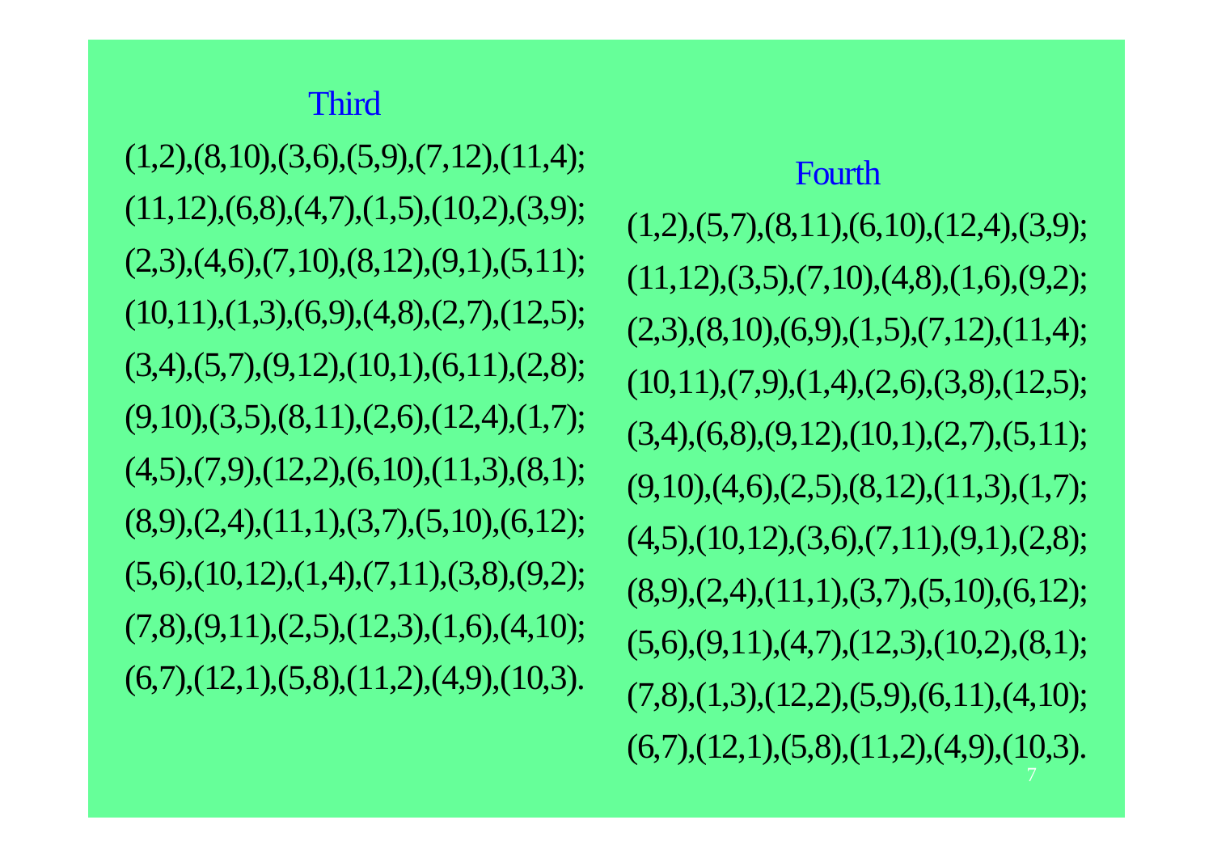## Third

(1,2),(8,10),(3,6),(5,9),(7,12),(11,4);
(11,12),(6,8),(4,7),(1,5),(10,2),(3,9);
(2,3),(4,6),(7,10),(8,12),(9,1),(5,11);
(10,11),(1,3),(6,9),(4,8),(2,7),(12,5);
(3,4),(5,7),(9,12),(10,1),(6,11),(2,8);
(9,10),(3,5),(8,11),(2,6),(12,4),(1,7);
(4,5),(7,9),(12,2),(6,10),(11,3),(8,1);
(8,9),(2,4),(11,1),(3,7),(5,10),(6,12);
(5,6),(10,12),(1,4),(7,11),(3,8),(9,2);
(7,8),(9,11),(2,5),(12,3),(1,6),(4,10);
(6,7),(12,1),(5,8),(11,2),(4,9),(10,3).

## Fourth

(1,2),(5,7),(8,11),(6,10),(12,4),(3,9);
(11,12),(3,5),(7,10),(4,8),(1,6),(9,2);
(2,3),(8,10),(6,9),(1,5),(7,12),(11,4);
(10,11),(7,9),(1,4),(2,6),(3,8),(12,5);
(3,4),(6,8),(9,12),(10,1),(2,7),(5,11);
(9,10),(4,6),(2,5),(8,12),(11,3),(1,7);
(4,5),(10,12),(3,6),(7,11),(9,1),(2,8);
(8,9),(2,4),(11,1),(3,7),(5,10),(6,12);
(5,6),(9,11),(4,7),(12,3),(10,2),(8,1);
(7,8),(1,3),(12,2),(5,9),(6,11),(4,10);
(6,7),(12,1),(5,8),(11,2),(4,9),(10,3).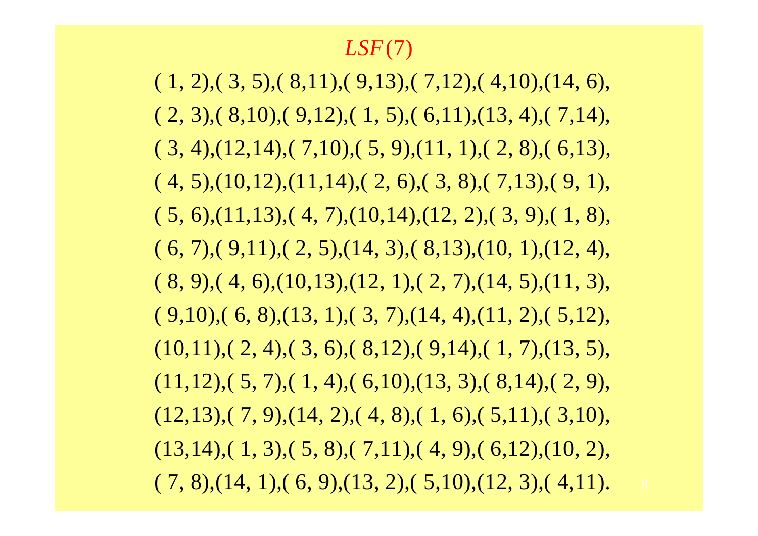## *LSF*(7)

( 1, 2),( 3, 5),( 8,11),( 9,13),( 7,12),( 4,10),(14, 6),

( 2, 3),( 8,10),( 9,12),( 1, 5),( 6,11),(13, 4),( 7,14),

( 3, 4),(12,14),( 7,10),( 5, 9),(11, 1),( 2, 8),( 6,13),

( 4, 5),(10,12),(11,14),( 2, 6),( 3, 8),( 7,13),( 9, 1),

( 5, 6),(11,13),( 4, 7),(10,14),(12, 2),( 3, 9),( 1, 8),

( 6, 7),( 9,11),( 2, 5),(14, 3),( 8,13),(10, 1),(12, 4),

( 8, 9),( 4, 6),(10,13),(12, 1),( 2, 7),(14, 5),(11, 3),

( 9,10),( 6, 8),(13, 1),( 3, 7),(14, 4),(11, 2),( 5,12),

(10,11),( 2, 4),( 3, 6),( 8,12),( 9,14),( 1, 7),(13, 5),

(11,12),( 5, 7),( 1, 4),( 6,10),(13, 3),( 8,14),( 2, 9),

(12,13),( 7, 9),(14, 2),( 4, 8),( 1, 6),( 5,11),( 3,10),

(13,14),( 1, 3),( 5, 8),( 7,11),( 4, 9),( 6,12),(10, 2),

( 7, 8),(14, 1),( 6, 9),(13, 2),( 5,10),(12, 3),( 4,11).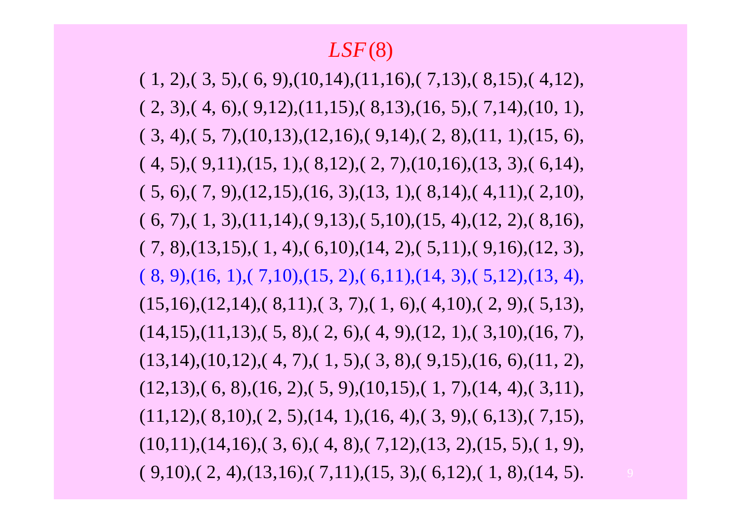# $LSF(8)$

( 1, 2),( 3, 5),( 6, 9),(10,14),(11,16),( 7,13),( 8,15),( 4,12),

( 2, 3),( 4, 6),( 9,12),(11,15),( 8,13),(16, 5),( 7,14),(10, 1),

( 3, 4),( 5, 7),(10,13),(12,16),( 9,14),( 2, 8),(11, 1),(15, 6),

( 4, 5),( 9,11),(15, 1),( 8,12),( 2, 7),(10,16),(13, 3),( 6,14),

( 5, 6),( 7, 9),(12,15),(16, 3),(13, 1),( 8,14),( 4,11),( 2,10),

( 6, 7),( 1, 3),(11,14),( 9,13),( 5,10),(15, 4),(12, 2),( 8,16),

( 7, 8),(13,15),( 1, 4),( 6,10),(14, 2),( 5,11),( 9,16),(12, 3),

( 8, 9),(16, 1),( 7,10),(15, 2),( 6,11),(14, 3),( 5,12),(13, 4),

(15,16),(12,14),( 8,11),( 3, 7),( 1, 6),( 4,10),( 2, 9),( 5,13),

(14,15),(11,13),( 5, 8),( 2, 6),( 4, 9),(12, 1),( 3,10),(16, 7),

(13,14),(10,12),( 4, 7),( 1, 5),( 3, 8),( 9,15),(16, 6),(11, 2),

(12,13),( 6, 8),(16, 2),( 5, 9),(10,15),( 1, 7),(14, 4),( 3,11),

(11,12),( 8,10),( 2, 5),(14, 1),(16, 4),( 3, 9),( 6,13),( 7,15),

(10,11),(14,16),( 3, 6),( 4, 8),( 7,12),(13, 2),(15, 5),( 1, 9),

( 9,10),( 2, 4),(13,16),( 7,11),(15, 3),( 6,12),( 1, 8),(14, 5).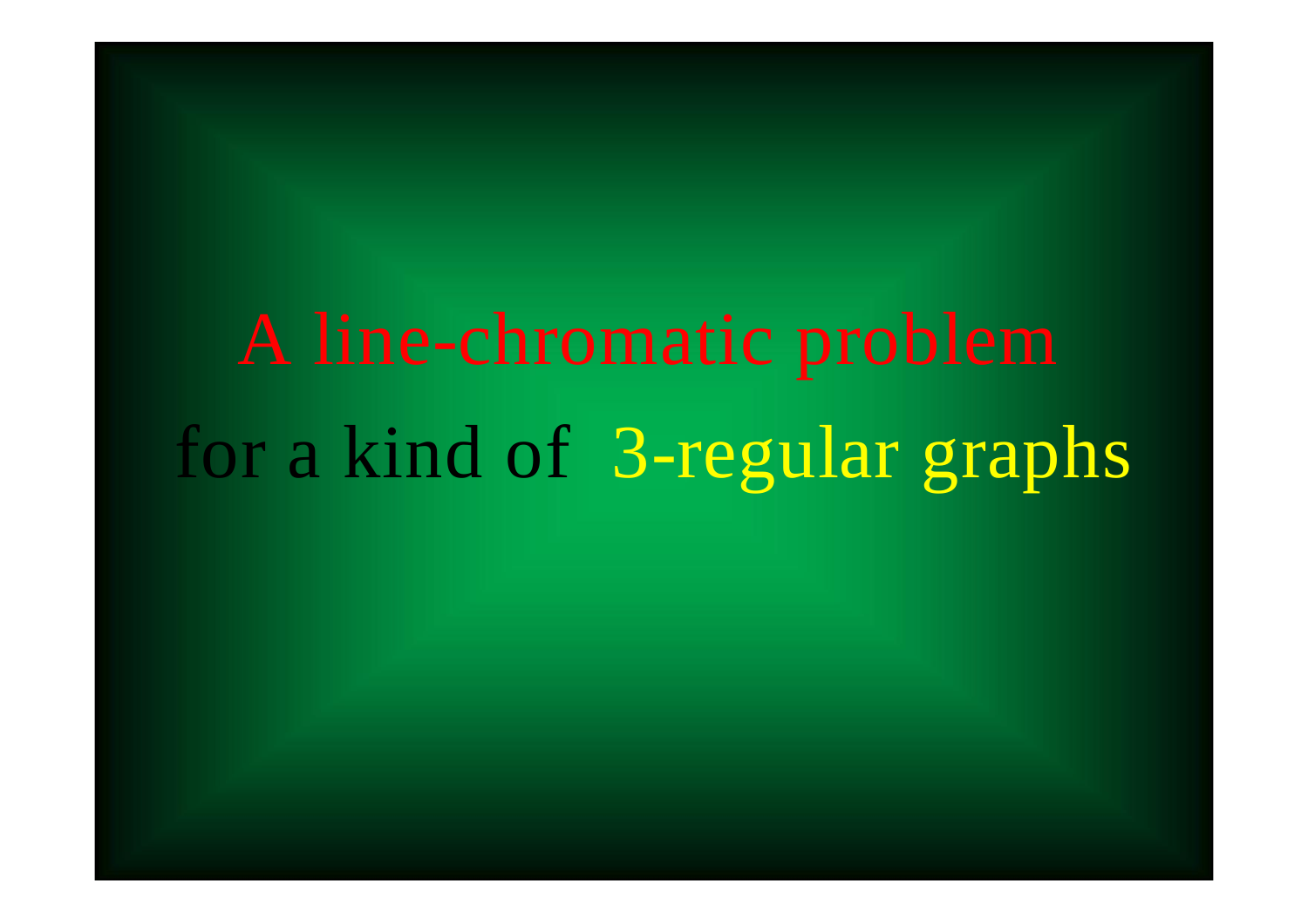# A line-chromatic problem

# for a kind of 3-regular graphs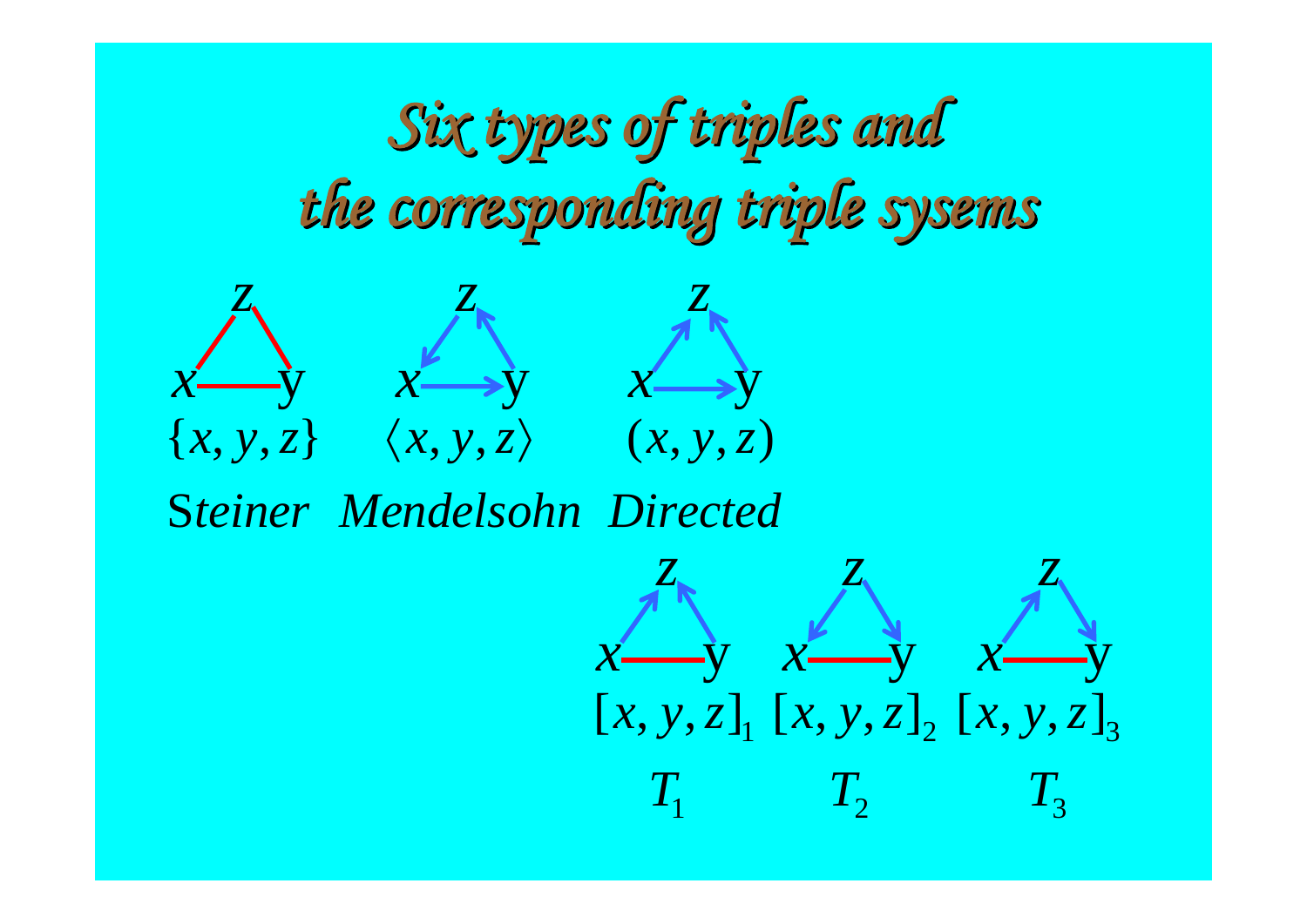# *Six types of triples and the corresponding triple sysems*

$\{x, y, z\}$ — *Steiner*

$\langle x, y, z \rangle$ — *Mendelsohn*

$(x, y, z)$ — *Directed*

$[x, y, z]_1$ — $T_1$

$[x, y, z]_2$ — $T_2$

$[x, y, z]_3$ — $T_3$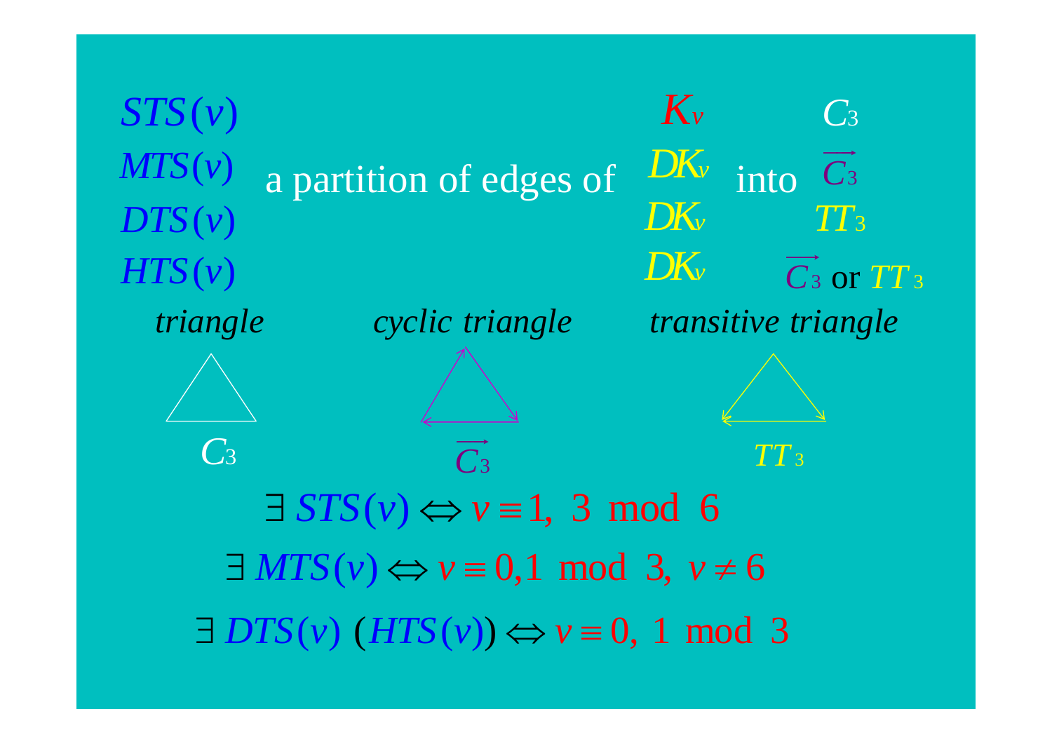| | | | | |
|---|---|---|---|---|
| $STS(v)$ | | $K_v$ | | $C_3$ |
| $MTS(v)$ | a partition of edges of | $DK_v$ | into | $\overrightarrow{C_3}$ |
| $DTS(v)$ | | $DK_v$ | | $TT_3$ |
| $HTS(v)$ | | $DK_v$ | | $\overrightarrow{C_3}$ or $TT_3$ |

*triangle* — $C_3$

*cyclic triangle* — $\overrightarrow{C_3}$

*transitive triangle* — $TT_3$

$$\exists\ STS(v) \Leftrightarrow v \equiv 1,\ 3 \mod 6$$

$$\exists\ MTS(v) \Leftrightarrow v \equiv 0,1 \mod 3,\ v \neq 6$$

$$\exists\ DTS(v)\ (HTS(v)) \Leftrightarrow v \equiv 0,\ 1 \mod 3$$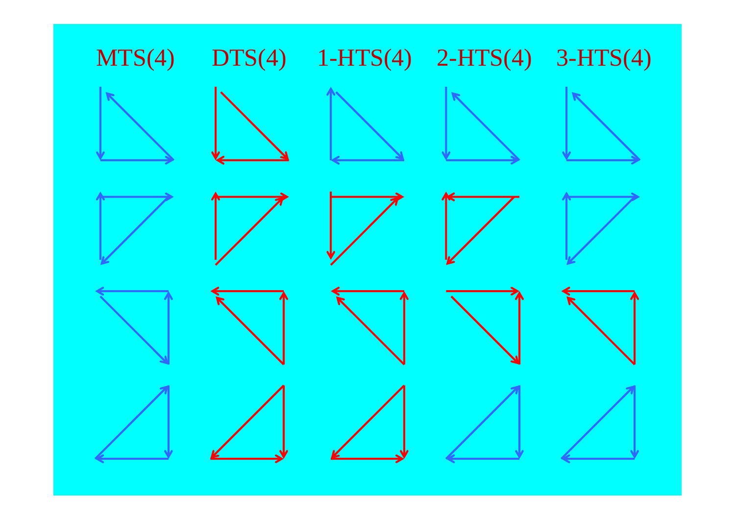MTS(4) DTS(4) 1-HTS(4) 2-HTS(4) 3-HTS(4)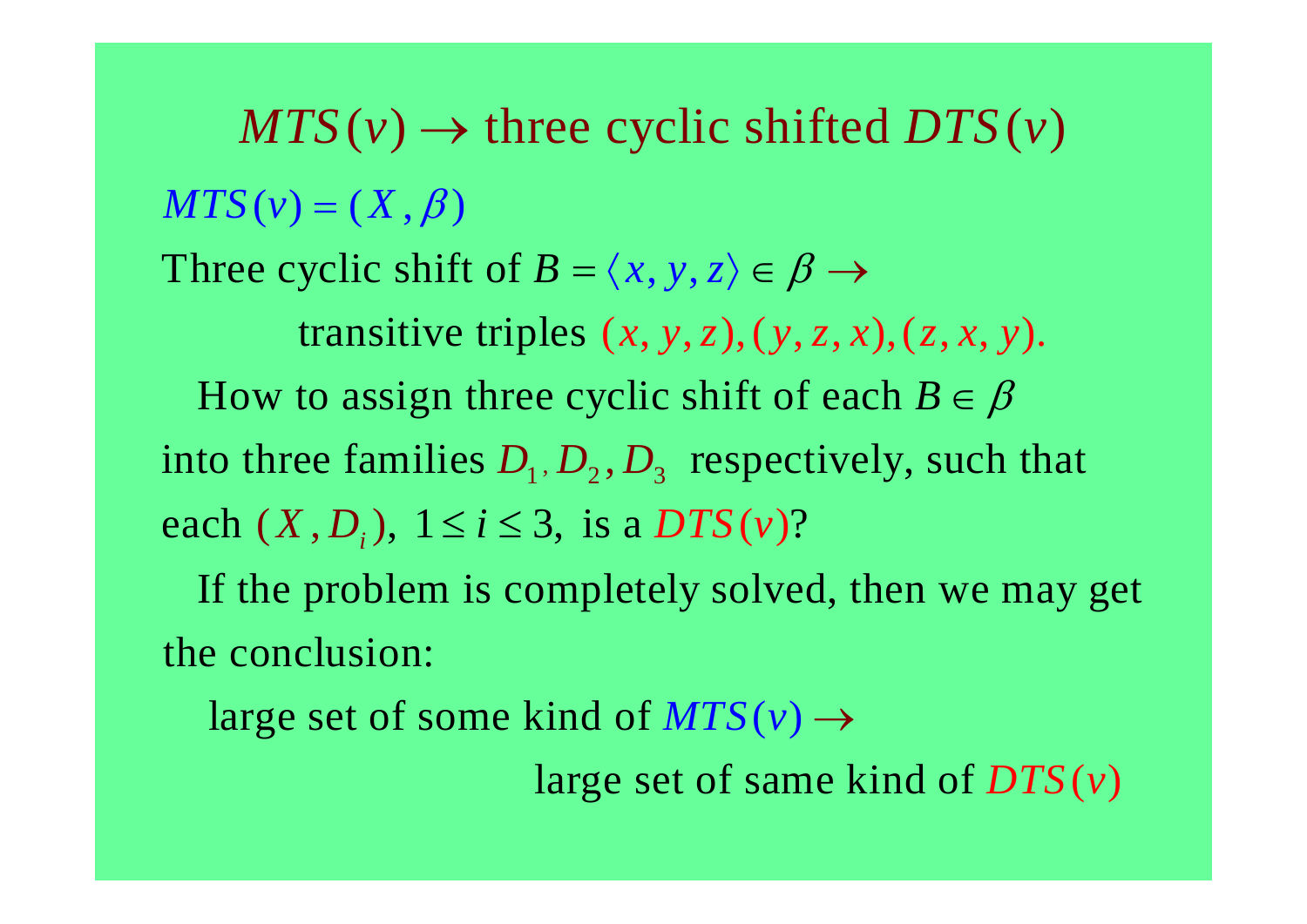## $MTS(v) \rightarrow$ three cyclic shifted $DTS(v)$

$MTS(v) = (X, \beta)$

Three cyclic shift of $B = \langle x, y, z \rangle \in \beta \rightarrow$

transitive triples $(x, y, z), (y, z, x), (z, x, y)$.

How to assign three cyclic shift of each $B \in \beta$ into three families $D_1, D_2, D_3$ respectively, such that each $(X, D_i)$, $1 \leq i \leq 3$, is a $DTS(v)$?

If the problem is completely solved, then we may get the conclusion:

large set of some kind of $MTS(v) \rightarrow$

large set of same kind of $DTS(v)$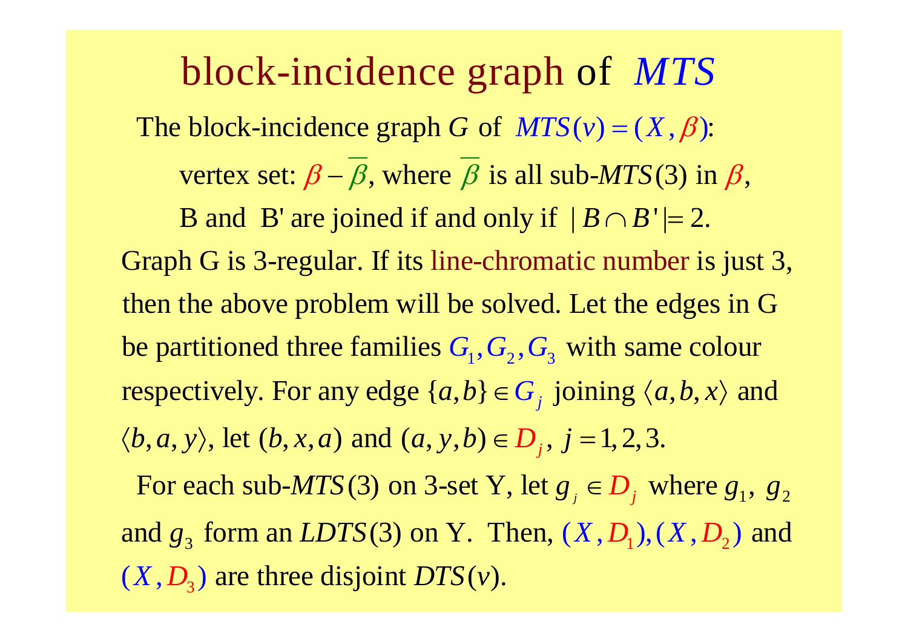# block-incidence graph of $MTS$

The block-incidence graph $G$ of $MTS(v) = (X, \beta)$:

vertex set: $\beta - \overline{\beta}$, where $\overline{\beta}$ is all sub-$MTS(3)$ in $\beta$,

B and B' are joined if and only if $|B \cap B'| = 2$.

Graph G is 3-regular. If its line-chromatic number is just 3, then the above problem will be solved. Let the edges in G be partitioned three families $G_1, G_2, G_3$ with same colour respectively. For any edge $\{a,b\} \in G_j$ joining $\langle a,b,x \rangle$ and $\langle b,a,y \rangle$, let $(b,x,a)$ and $(a,y,b) \in D_j$, $j = 1,2,3$.

For each sub-$MTS(3)$ on 3-set Y, let $g_j \in D_j$ where $g_1$, $g_2$ and $g_3$ form an $LDTS(3)$ on Y. Then, $(X, D_1), (X, D_2)$ and $(X, D_3)$ are three disjoint $DTS(v)$.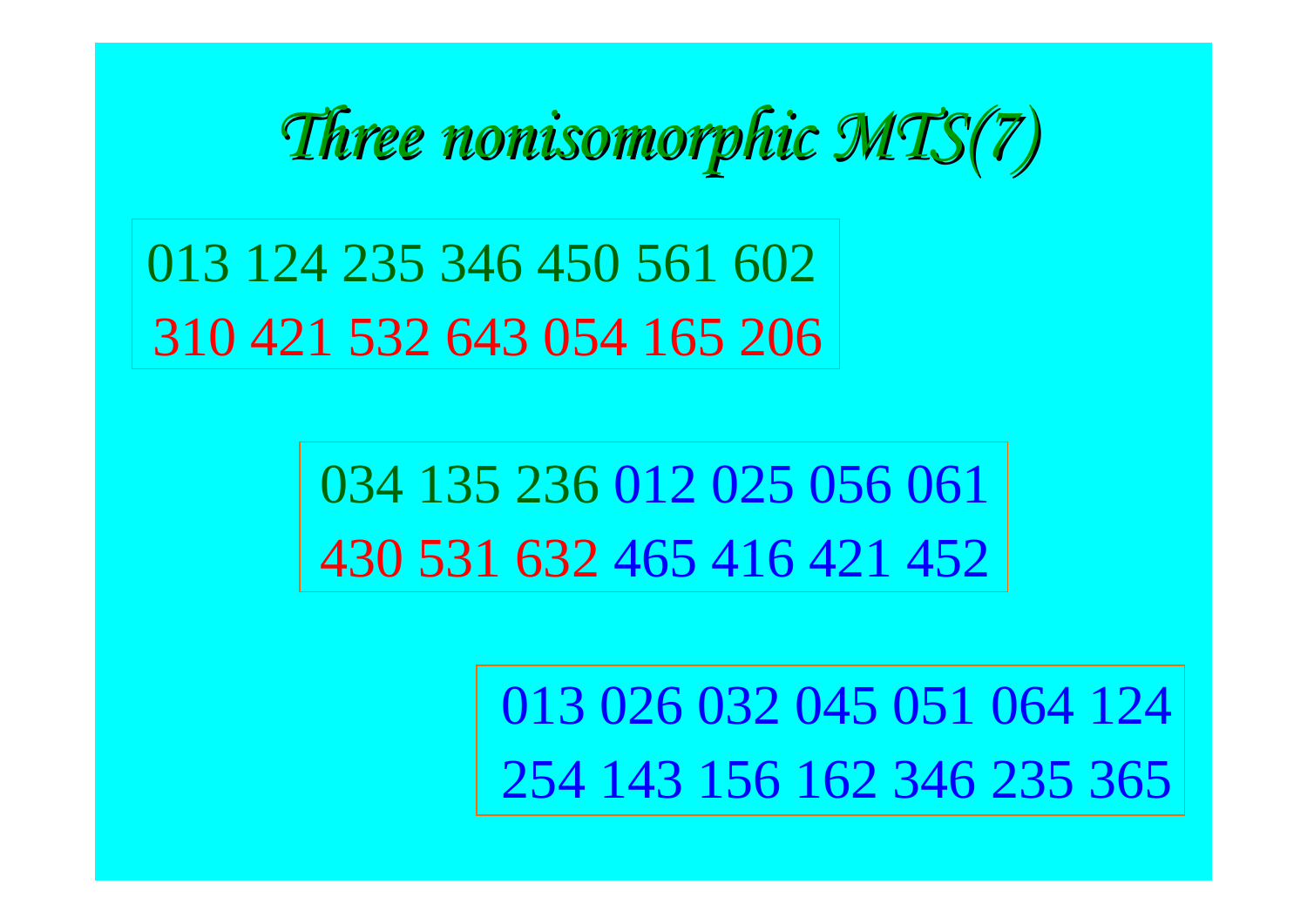# *Three nonisomorphic MTS(7)*

013 124 235 346 450 561 602
310 421 532 643 054 165 206

034 135 236 012 025 056 061
430 531 632 465 416 421 452

013 026 032 045 051 064 124
254 143 156 162 346 235 365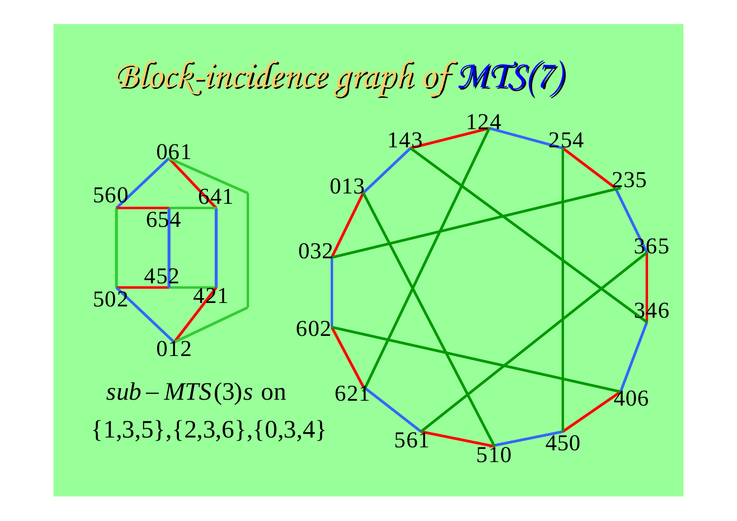# *Block-incidence graph of MTS(7)*

061, 560, 641, 654, 452, 502, 421, 012

$sub-MTS(3)s$ on

{1,3,5},{2,3,6},{0,3,4}

124, 143, 254, 235, 013, 365, 032, 346, 602, 406, 621, 561, 450, 510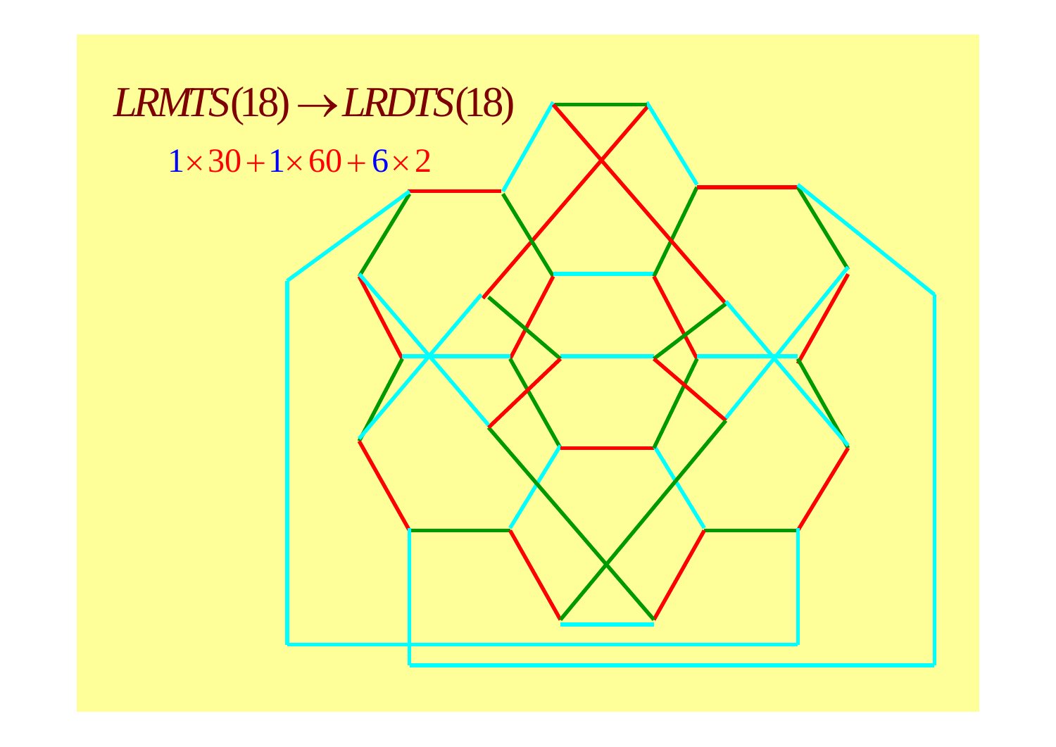$LRMTS(18) \rightarrow LRDTS(18)$

$1 \times 30 + 1 \times 60 + 6 \times 2$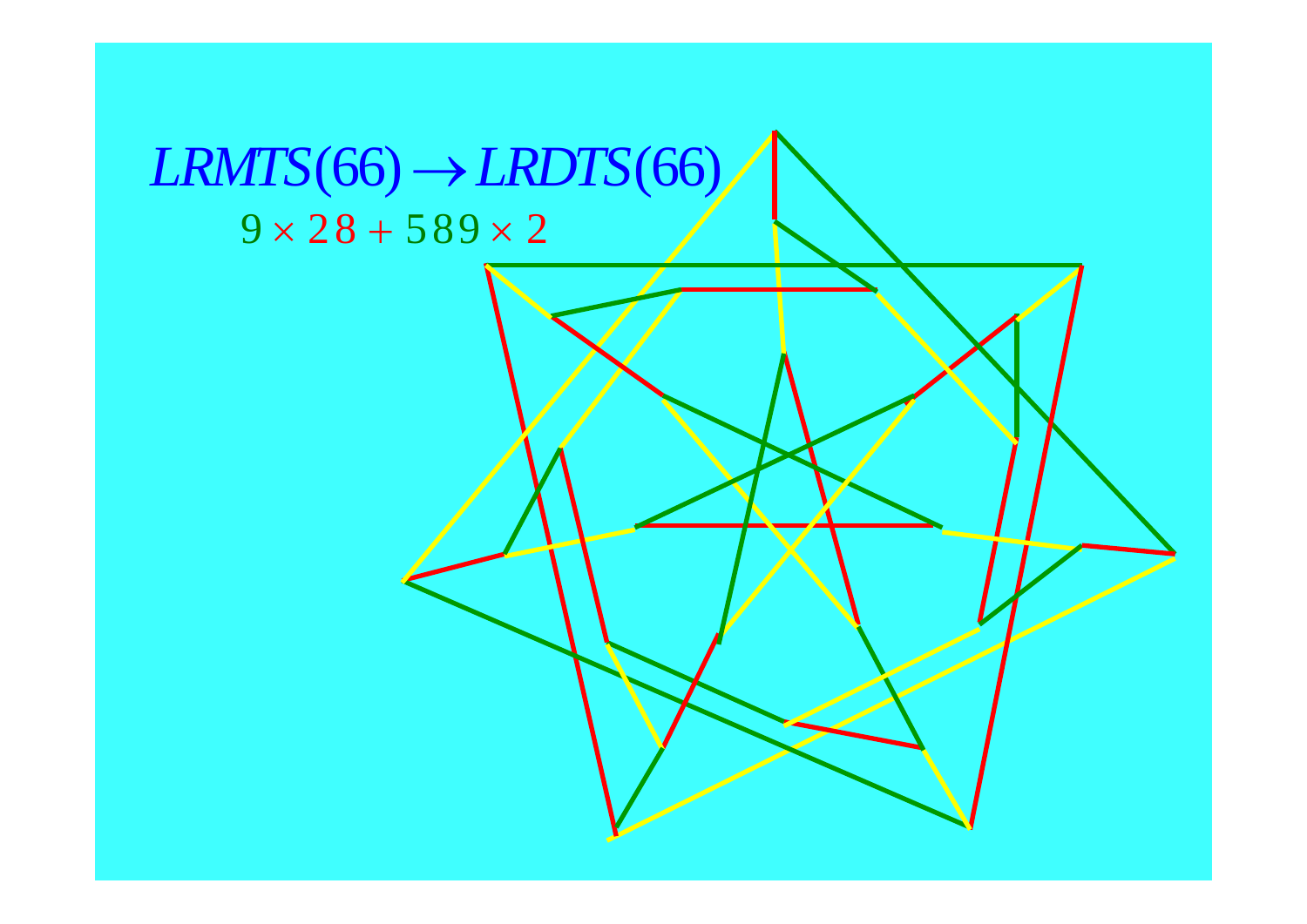$$LRMTS(66) \rightarrow LRDTS(66)$$

$$9 \times 28 + 589 \times 2$$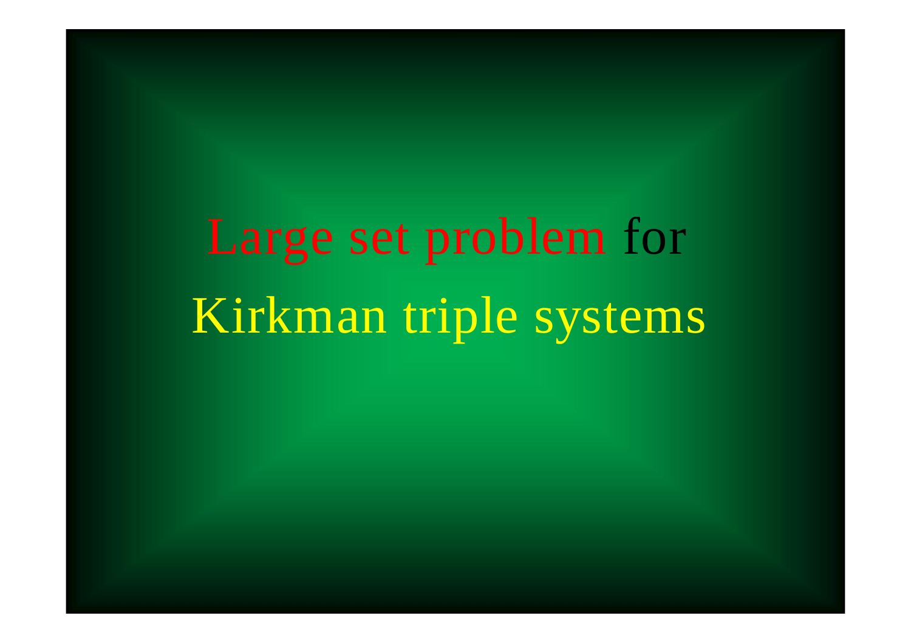# Large set problem for Kirkman triple systems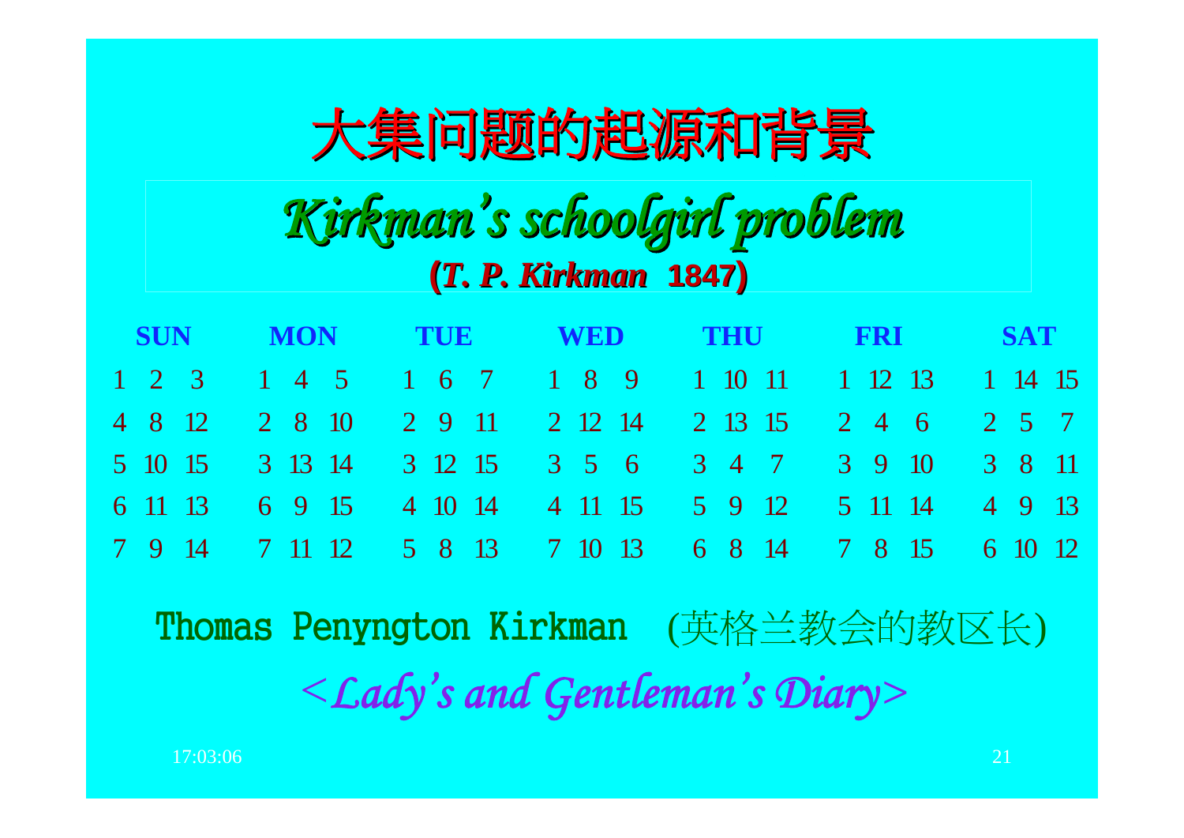# 大集问题的起源和背景

## *Kirkman's schoolgirl problem*

**(*T. P. Kirkman* 1847)**

| SUN | MON | TUE | WED | THU | FRI | SAT |
|---|---|---|---|---|---|---|
| 1 2 3 | 1 4 5 | 1 6 7 | 1 8 9 | 1 10 11 | 1 12 13 | 1 14 15 |
| 4 8 12 | 2 8 10 | 2 9 11 | 2 12 14 | 2 13 15 | 2 4 6 | 2 5 7 |
| 5 10 15 | 3 13 14 | 3 12 15 | 3 5 6 | 3 4 7 | 3 9 10 | 3 8 11 |
| 6 11 13 | 6 9 15 | 4 10 14 | 4 11 15 | 5 9 12 | 5 11 14 | 4 9 13 |
| 7 9 14 | 7 11 12 | 5 8 13 | 7 10 13 | 6 8 14 | 7 8 15 | 6 10 12 |

Thomas Penyngton Kirkman (英格兰教会的教区长)

*<Lady's and Gentleman's Diary>*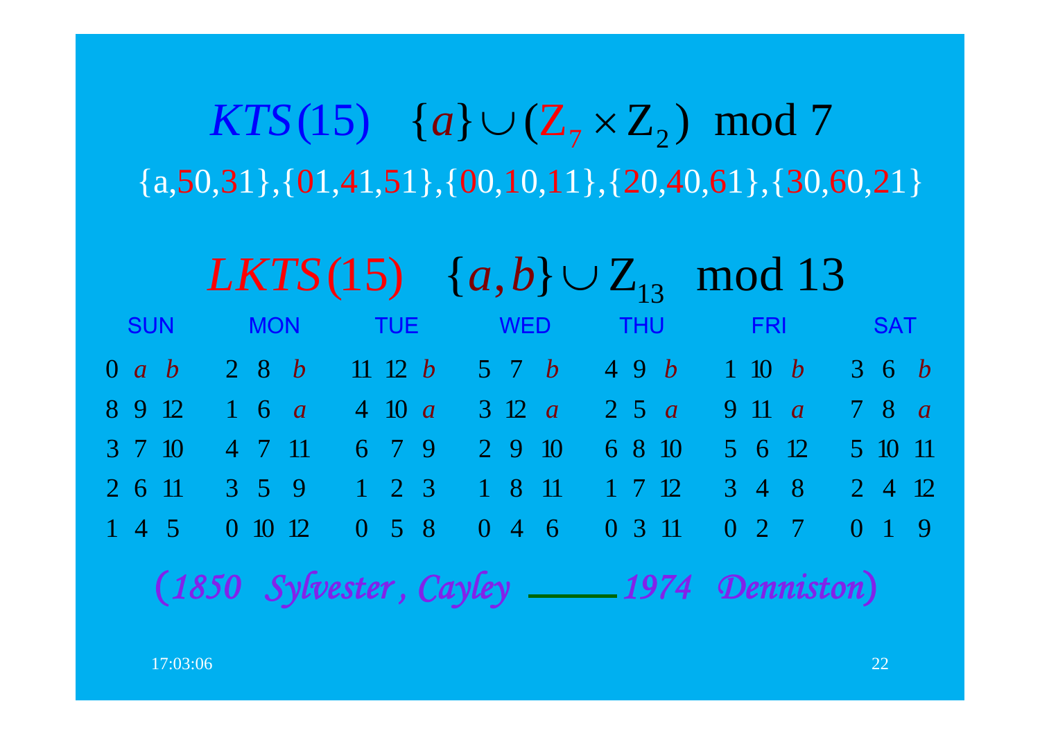# $KTS(15) \quad \{a\} \cup (Z_7 \times Z_2) \text{ mod } 7$

{a,50,31},{01,41,51},{00,10,11},{20,40,61},{30,60,21}

# $LKTS(15) \quad \{a, b\} \cup Z_{13} \text{ mod } 13$

| SUN | MON | TUE | WED | THU | FRI | SAT |
|---|---|---|---|---|---|---|
| 0 *a* *b* | 2 8 *b* | 11 12 *b* | 5 7 *b* | 4 9 *b* | 1 10 *b* | 3 6 *b* |
| 8 9 12 | 1 6 *a* | 4 10 *a* | 3 12 *a* | 2 5 *a* | 9 11 *a* | 7 8 *a* |
| 3 7 10 | 4 7 11 | 6 7 9 | 2 9 10 | 6 8 10 | 5 6 12 | 5 10 11 |
| 2 6 11 | 3 5 9 | 1 2 3 | 1 8 11 | 1 7 12 | 3 4 8 | 2 4 12 |
| 1 4 5 | 0 10 12 | 0 5 8 | 0 4 6 | 0 3 11 | 0 2 7 | 0 1 9 |

*(1850 Sylvester, Cayley —— 1974 Denniston)*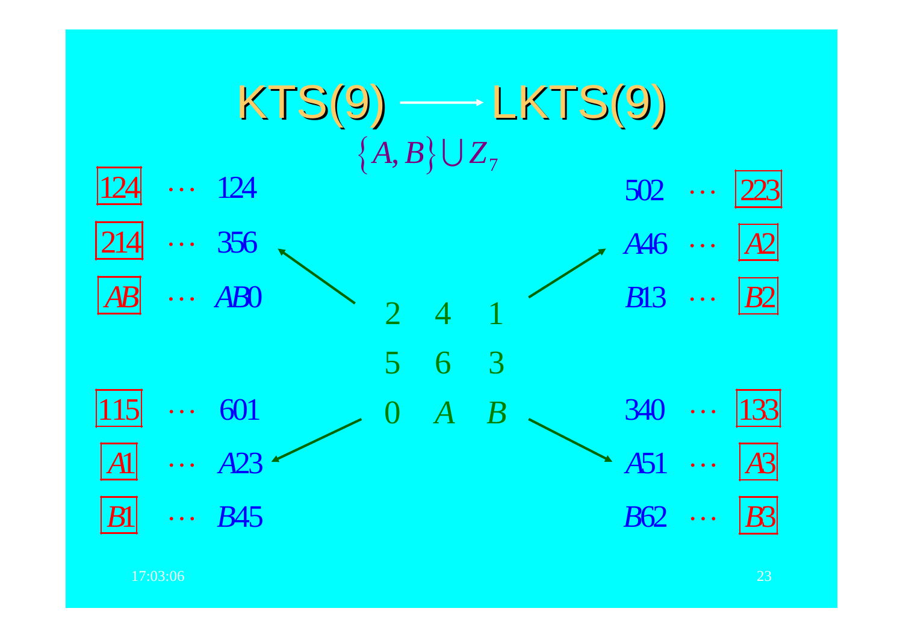# KTS(9) ⟶ LKTS(9)

$\{A, B\} \cup Z_7$

$$\begin{array}{ccc} 2 & 4 & 1 \\ 5 & 6 & 3 \\ 0 & A & B \end{array}$$

| | | | | | |
|---|---|---|---|---|---|
| 124 | ⋯ 124 | | | 502 ⋯ | 223 |
| 214 | ⋯ 356 | | | $A$46 ⋯ | $A$2 |
| $AB$ | ⋯ $AB$0 | | | $B$13 ⋯ | $B$2 |
| 115 | ⋯ 601 | | | 340 ⋯ | 133 |
| $A$1 | ⋯ $A$23 | | | $A$51 ⋯ | $A$3 |
| $B$1 | ⋯ $B$45 | | | $B$62 ⋯ | $B$3 |

17:03:06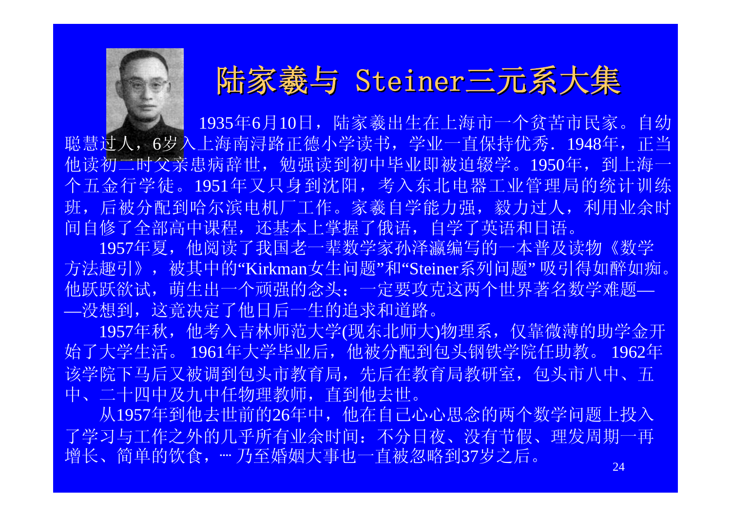# 陆家羲与 Steiner三元系大集

1935年6月10日，陆家羲出生在上海市一个贫苦市民家。自幼聪慧过人，6岁入上海南浔路正德小学读书，学业一直保持优秀．1948年，正当他读初二时父亲患病辞世，勉强读到初中毕业即被迫辍学。1950年，到上海一个五金行学徒。1951年又只身到沈阳，考入东北电器工业管理局的统计训练班，后被分配到哈尔滨电机厂工作。家羲自学能力强，毅力过人，利用业余时间自修了全部高中课程，还基本上掌握了俄语，自学了英语和日语。

1957年夏，他阅读了我国老一辈数学家孙泽瀛编写的一本普及读物《数学方法趣引》，被其中的“Kirkman女生问题”和“Steiner系列问题” 吸引得如醉如痴。他跃跃欲试，萌生出一个顽强的念头：一定要攻克这两个世界著名数学难题——没想到，这竟决定了他日后一生的追求和道路。

1957年秋，他考入吉林师范大学(现东北师大)物理系，仅靠微薄的助学金开始了大学生活。 1961年大学毕业后，他被分配到包头钢铁学院任助教。 1962年该学院下马后又被调到包头市教育局，先后在教育局教研室，包头市八中、五中、二十四中及九中任物理教师，直到他去世。

从1957年到他去世前的26年中，他在自己心心思念的两个数学问题上投入了学习与工作之外的几乎所有业余时间：不分日夜、没有节假、理发周期一再增长、简单的饮食，… 乃至婚姻大事也一直被忽略到37岁之后。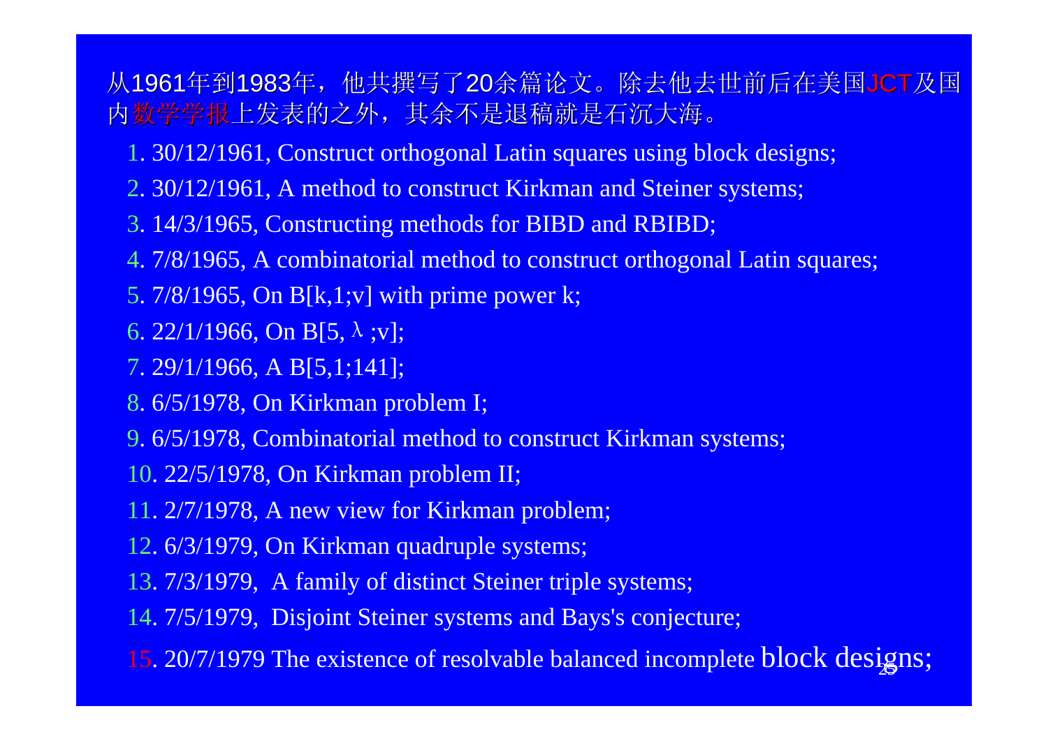从1961年到1983年，他共撰写了20余篇论文。除去他去世前后在美国JCT及国内数学学报上发表的之外，其余不是退稿就是石沉大海。

1. 30/12/1961, Construct orthogonal Latin squares using block designs;
2. 30/12/1961, A method to construct Kirkman and Steiner systems;
3. 14/3/1965, Constructing methods for BIBD and RBIBD;
4. 7/8/1965, A combinatorial method to construct orthogonal Latin squares;
5. 7/8/1965, On B[k,1;v] with prime power k;
6. 22/1/1966, On B[5, $\lambda$ ;v];
7. 29/1/1966, A B[5,1;141];
8. 6/5/1978, On Kirkman problem I;
9. 6/5/1978, Combinatorial method to construct Kirkman systems;
10. 22/5/1978, On Kirkman problem II;
11. 2/7/1978, A new view for Kirkman problem;
12. 6/3/1979, On Kirkman quadruple systems;
13. 7/3/1979, A family of distinct Steiner triple systems;
14. 7/5/1979, Disjoint Steiner systems and Bays's conjecture;
15. 20/7/1979 The existence of resolvable balanced incomplete block designs;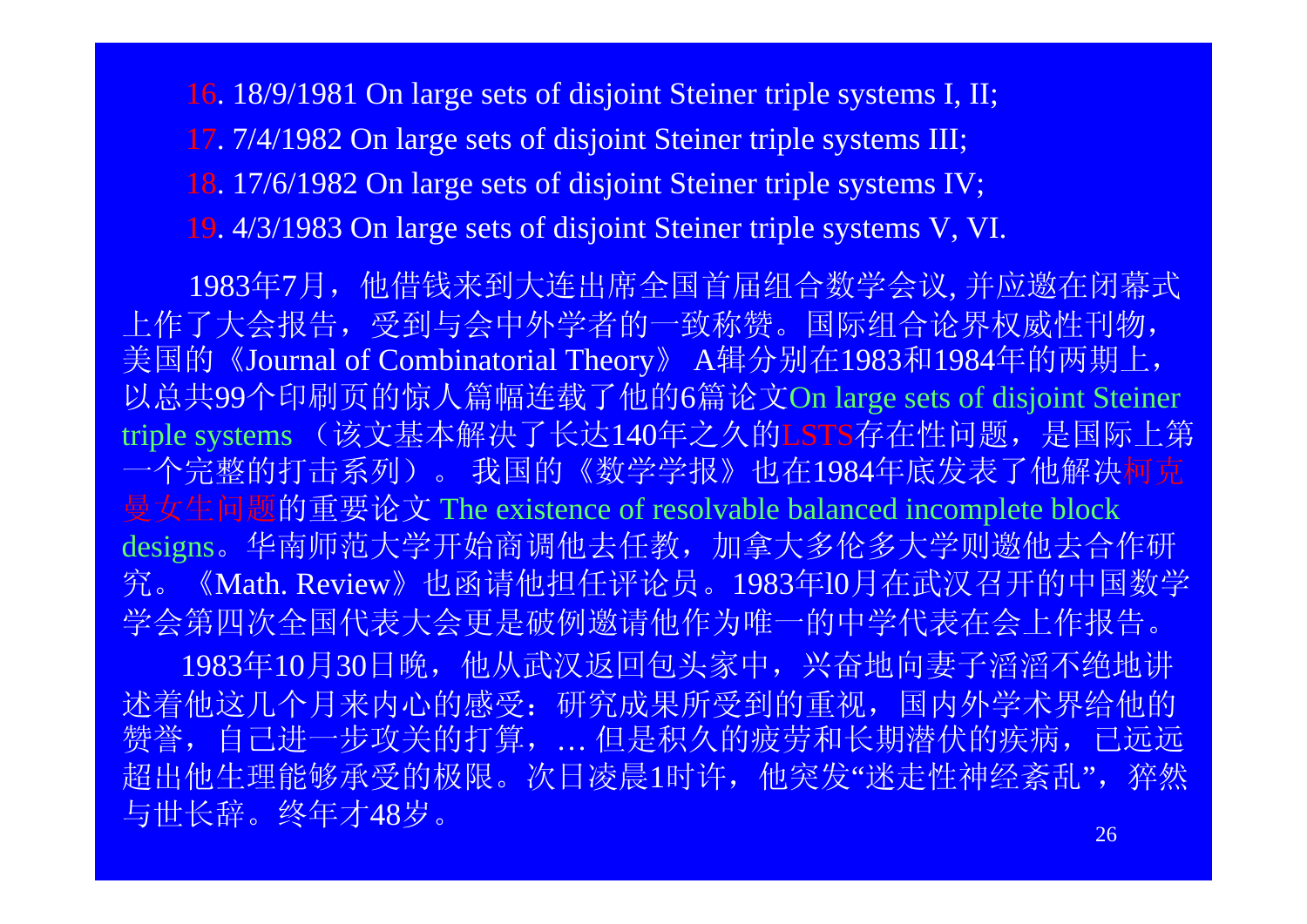16. 18/9/1981 On large sets of disjoint Steiner triple systems I, II;

17. 7/4/1982 On large sets of disjoint Steiner triple systems III;

18. 17/6/1982 On large sets of disjoint Steiner triple systems IV;

19. 4/3/1983 On large sets of disjoint Steiner triple systems V, VI.

1983年7月，他借钱来到大连出席全国首届组合数学会议, 并应邀在闭幕式上作了大会报告，受到与会中外学者的一致称赞。国际组合论界权威性刊物，美国的《Journal of Combinatorial Theory》 A辑分别在1983和1984年的两期上，以总共99个印刷页的惊人篇幅连载了他的6篇论文On large sets of disjoint Steiner triple systems （该文基本解决了长达140年之久的LSTS存在性问题，是国际上第一个完整的打击系列）。 我国的《数学学报》也在1984年底发表了他解决柯克曼女生问题的重要论文 The existence of resolvable balanced incomplete block designs。华南师范大学开始商调他去任教，加拿大多伦多大学则邀他去合作研究。《Math. Review》也函请他担任评论员。1983年l0月在武汉召开的中国数学学会第四次全国代表大会更是破例邀请他作为唯一的中学代表在会上作报告。

1983年10月30日晚，他从武汉返回包头家中，兴奋地向妻子滔滔不绝地讲述着他这几个月来内心的感受：研究成果所受到的重视，国内外学术界给他的赞誉，自己进一步攻关的打算，… 但是积久的疲劳和长期潜伏的疾病，已远远超出他生理能够承受的极限。次日凌晨1时许，他突发“迷走性神经紊乱”，猝然与世长辞。终年才48岁。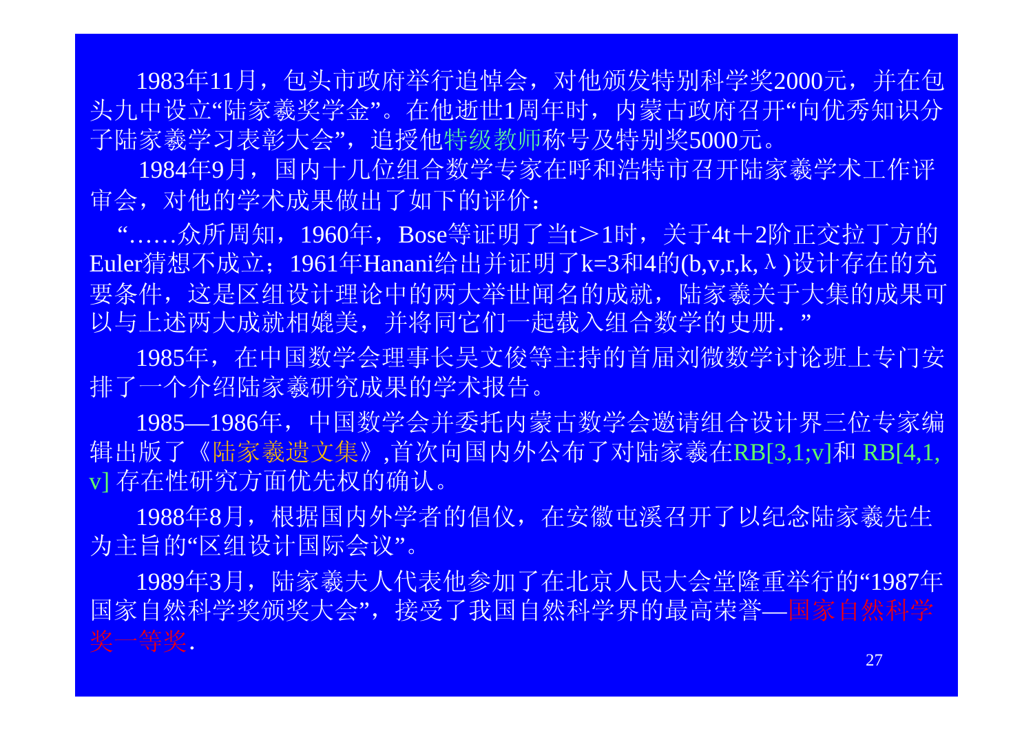1983年11月，包头市政府举行追悼会，对他颁发特别科学奖2000元，并在包头九中设立“陆家羲奖学金”。在他逝世1周年时，内蒙古政府召开“向优秀知识分子陆家羲学习表彰大会”，追授他特级教师称号及特别奖5000元。

1984年9月，国内十几位组合数学专家在呼和浩特市召开陆家羲学术工作评审会，对他的学术成果做出了如下的评价：

“……众所周知，1960年，Bose等证明了当t＞1时，关于4t＋2阶正交拉丁方的Euler猜想不成立；1961年Hanani给出并证明了k=3和4的(b,v,r,k,λ)设计存在的充要条件，这是区组设计理论中的两大举世闻名的成就，陆家羲关于大集的成果可以与上述两大成就相媲美，并将同它们一起载入组合数学的史册．”

1985年，在中国数学会理事长吴文俊等主持的首届刘微数学讨论班上专门安排了一个介绍陆家羲研究成果的学术报告。

1985—1986年，中国数学会并委托内蒙古数学会邀请组合设计界三位专家编辑出版了《陆家羲遗文集》,首次向国内外公布了对陆家羲在RB[3,1;v]和 RB[4,1,v] 存在性研究方面优先权的确认。

1988年8月，根据国内外学者的倡仪，在安徽屯溪召开了以纪念陆家羲先生为主旨的“区组设计国际会议”。

1989年3月，陆家羲夫人代表他参加了在北京人民大会堂隆重举行的“1987年国家自然科学奖颁奖大会”，接受了我国自然科学界的最高荣誉—国家自然科学奖一等奖.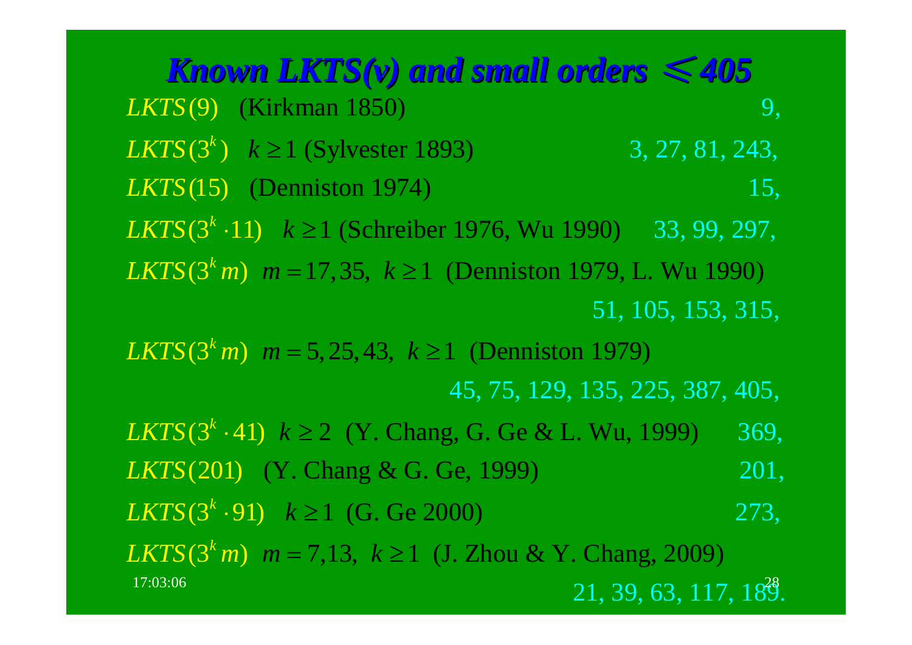## *Known LKTS(v) and small orders ≤ 405*

$LKTS(9)$ (Kirkman 1850) 9,

$LKTS(3^k)$ $k \geq 1$ (Sylvester 1893) 3, 27, 81, 243,

$LKTS(15)$ (Denniston 1974) 15,

$LKTS(3^k \cdot 11)$ $k \geq 1$ (Schreiber 1976, Wu 1990) 33, 99, 297,

$LKTS(3^k m)$ $m = 17, 35,$ $k \geq 1$ (Denniston 1979, L. Wu 1990)

51, 105, 153, 315,

$LKTS(3^k m)$ $m = 5, 25, 43,$ $k \geq 1$ (Denniston 1979)

45, 75, 129, 135, 225, 387, 405,

$LKTS(3^k \cdot 41)$ $k \geq 2$ (Y. Chang, G. Ge & L. Wu, 1999) 369,

$LKTS(201)$ (Y. Chang & G. Ge, 1999) 201,

$LKTS(3^k \cdot 91)$ $k \geq 1$ (G. Ge 2000) 273,

$LKTS(3^k m)$ $m = 7, 13,$ $k \geq 1$ (J. Zhou & Y. Chang, 2009)

21, 39, 63, 117, 189.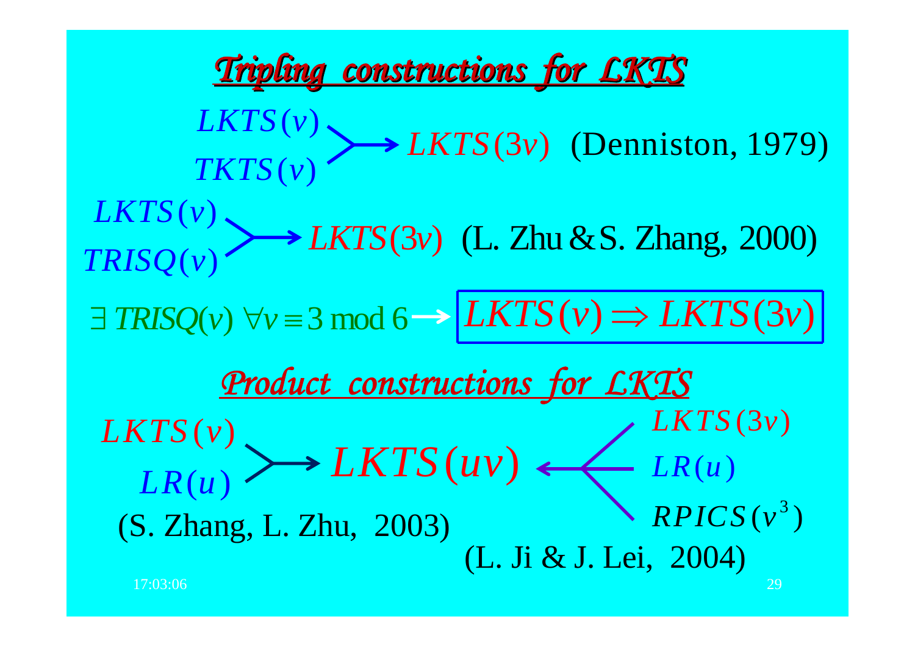## Tripling constructions for LKTS

$LKTS(v)$, $TKTS(v)$ $\longrightarrow$ $LKTS(3v)$ (Denniston, 1979)

$LKTS(v)$, $TRISQ(v)$ $\longrightarrow$ $LKTS(3v)$ (L. Zhu & S. Zhang, 2000)

$\exists\ TRISQ(v)\ \forall v \equiv 3 \bmod 6 \longrightarrow$ $\boxed{LKTS(v) \Rightarrow LKTS(3v)}$

## Product constructions for LKTS

$LKTS(v)$, $LR(u)$ $\longrightarrow$ $LKTS(uv)$ (S. Zhang, L. Zhu, 2003)

$LKTS(3v)$, $LR(u)$, $RPICS(v^3)$ $\longrightarrow$ $LKTS(uv)$ (L. Ji & J. Lei, 2004)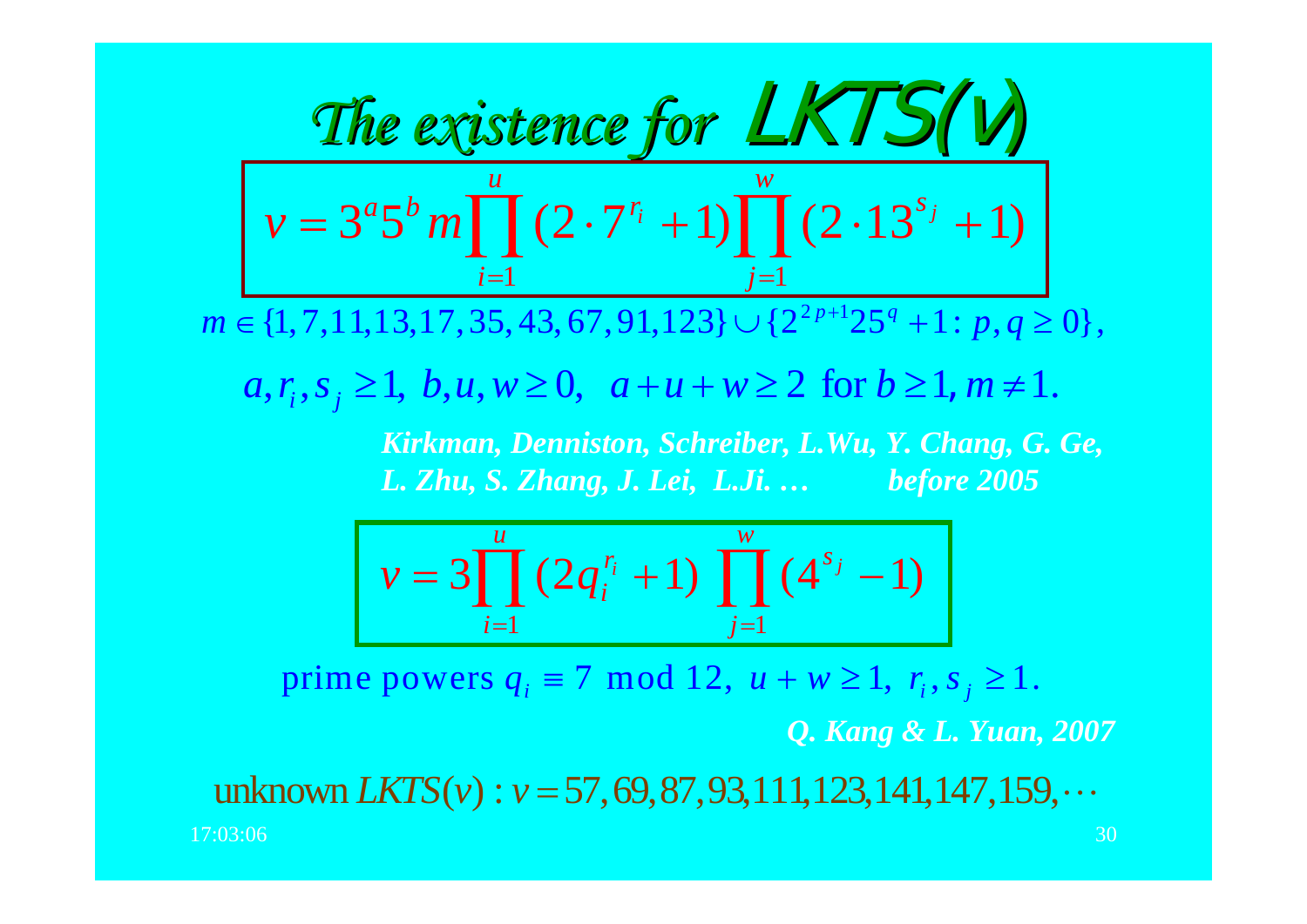# The existence for LKTS(v)

$$v = 3^a 5^b m \prod_{i=1}^{u} (2 \cdot 7^{r_i} + 1) \prod_{j=1}^{w} (2 \cdot 13^{s_j} + 1)$$

$m \in \{1, 7, 11, 13, 17, 35, 43, 67, 91, 123\} \cup \{2^{2p+1} 25^q + 1 : p, q \ge 0\}$,

$a, r_i, s_j \ge 1,\ b, u, w \ge 0,\ \ a + u + w \ge 2$ for $b \ge 1, m \ne 1$.

***Kirkman, Denniston, Schreiber, L.Wu, Y. Chang, G. Ge, L. Zhu, S. Zhang, J. Lei, L.Ji. … before 2005***

$$v = 3 \prod_{i=1}^{u} (2q_i^{r_i} + 1) \prod_{j=1}^{w} (4^{s_j} - 1)$$

prime powers $q_i \equiv 7 \bmod 12,\ u + w \ge 1,\ r_i, s_j \ge 1$.

***Q. Kang & L. Yuan, 2007***

unknown $LKTS(v) : v = 57, 69, 87, 93, 111, 123, 141, 147, 159, \cdots$